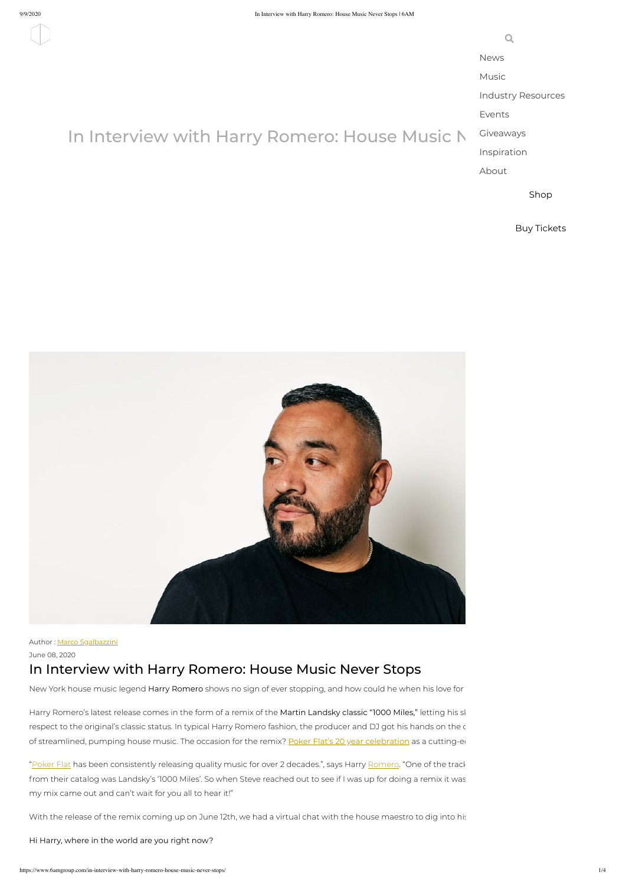News

Music

Industry Resources

Events

Giveaways

Inspiration

About

Shop

Buy Tickets

In Interview with Harry Romero: House Music N

Author : Marco Sgalbazzini

June 08, 2020

# In Interview with Harry Romero: House Music Never Stops

New York house music legend Harry Romero shows no sign of ever stopping, and how could he when his love for

Harry Romero's latest release comes in the form of a remix of the Martin Landsky classic "1000 Miles," letting his sl respect to the original's classic status. In typical Harry Romero fashion, the producer and DJ got his hands on the c of streamlined, pumping house music. The occasion for the remix? Poker Flat's 20 year celebration as a cutting-e

"Poker Flat has been consistently releasing quality music for over 2 decades.", says Harry Romero. "One of the track from their catalog was Landsky's '1000 Miles'. So when Steve reached out to see if I was up for doing a remix it was my mix came out and can't wait for you all to hear it!"

With the release of the remix coming up on June 12th, we had a virtual chat with the house maestro to dig into his

**Hi Harry, where in the world are you right now?**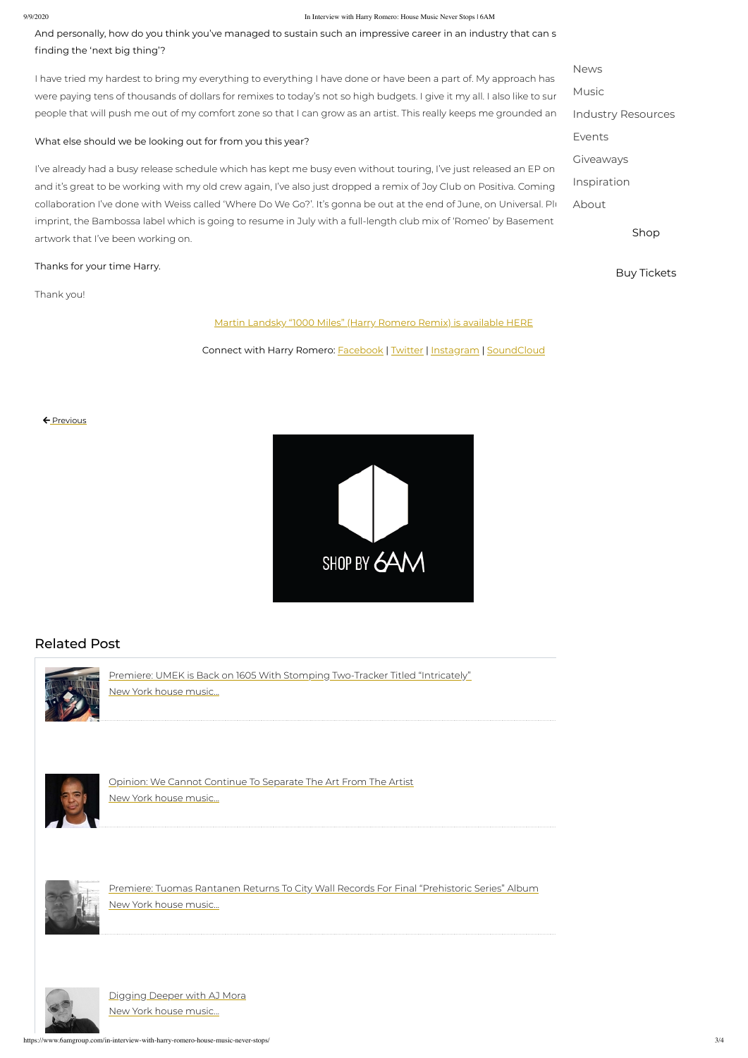And personally, how do you think you've managed to sustain such an impressive career in an industry that can s finding the 'next big thing'?

I have tried my hardest to bring my everything to everything I have done or have been a part of. My approach has were paying tens of thousands of dollars for remixes to today's not so high budgets. I give it my all. I also like to sur people that will push me out of my comfort zone so that I can grow as an artist. This really keeps me grounded an

What else should we be looking out for from you this year?

I've already had a busy release schedule which has kept me busy even without touring, I've just released an EP on and it's great to be working with my old crew again, I've also just dropped a remix of Joy Club on Positiva. Coming collaboration I've done with Weiss called 'Where Do We Go?'. It's gonna be out at the end of June, on Universal. Pl imprint, the Bambossa label which is going to resume in July with a full-length club mix of 'Romeo' by Basement artwork that I've been working on.

Thanks for your time Harry.

Thank you!

Martin Landsky "1000 Miles" (Harry Romero Remix) is available HERE

Connect with Harry Romero: Facebook | Twitter | Instagram | SoundCloud

- News
- Music
- Industry Resources
- Events
- Giveaways
- Inspiration
- About

Shop

Buy Tickets

← Previous

SHOP BY 6AM

## Related Post

Premiere: UMEK is Back on 1605 With Stomping Two-Tracker Titled "Intricately"
New York house music...

Opinion: We Cannot Continue To Separate The Art From The Artist
New York house music...

Premiere: Tuomas Rantanen Returns To City Wall Records For Final "Prehistoric Series" Album
New York house music...

Digging Deeper with AJ Mora
New York house music...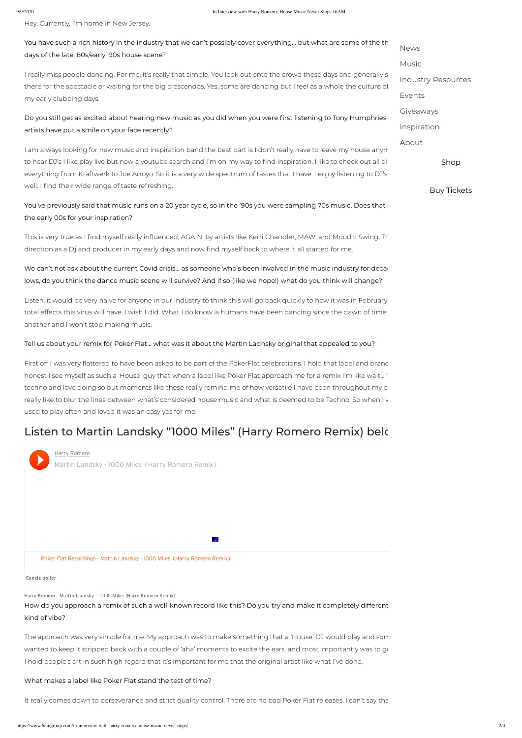Hey. Currently, I'm home in New Jersey.

You have such a rich history in the industry that we can't possibly cover everything… but what are some of the th days of the late '80s/early '90s house scene?

I really miss people dancing. For me, it's really that simple. You look out onto the crowd these days and generally s there for the spectacle or waiting for the big crescendos. Yes, some are dancing but I feel as a whole the culture of my early clubbing days.

Do you still get as excited about hearing new music as you did when you were first listening to Tony Humphries artists have put a smile on your face recently?

I am always looking for new music and inspiration band the best part is I don't really have to leave my house anym to hear DJ's I like play live but now a youtube search and I'm on my way to find inspiration. I like to check out all di everything from Kraftwerk to Joe Arroyo. So it is a very wide spectrum of tastes that I have. I enjoy listening to DJ's well. I find their wide range of taste refreshing.

You've previously said that music runs on a 20 year cycle, so in the '90s you were sampling 70s music. Does that the early 00s for your inspiration?

This is very true as I find myself really influenced, AGAIN, by artists like Kerri Chandler, MAW, and Mood II Swing. Th direction as a Dj and producer in my early days and now find myself back to where it all started for me.

We can't not ask about the current Covid crisis… as someone who's been involved in the music industry for deca lows, do you think the dance music scene will survive? And if so (like we hope!) what do you think will change?

Listen, it would be very naive for anyone in our industry to think this will go back quickly to how it was in February total effects this virus will have. I wish I did. What I do know is humans have been dancing since the dawn of time. another and I won't stop making music.

Tell us about your remix for Poker Flat… what was it about the Martin Ladnsky original that appealed to you?

First off I was very flattered to have been asked to be part of the PokerFlat celebrations. I hold that label and branc honest I see myself as such a 'House' guy that when a label like Poker Flat approach me for a remix I'm like wait… techno and love doing so but moments like these really remind me of how versatile I have been throughout my ca really like to blur the lines between what's considered house music and what is deemed to be Techno. So when I w used to play often and loved it was an easy yes for me.

## Listen to Martin Landsky "1000 Miles" (Harry Romero Remix) belo

Harry Romero
Martin Landsky - 1000 Miles (Harry Romero Remix)

Poker Flat Recordings · Martin Landsky - 1000 Miles (Harry Romero Remix)

Cookie policy

Harry Romero · Martin Landsky – 1000 Miles (Harry Romero Remix)

How do you approach a remix of such a well-known record like this? Do you try and make it completely different kind of vibe?

The approach was very simple for me. My approach was to make something that a 'House' DJ would play and som wanted to keep it stripped back with a couple of 'aha' moments to excite the ears. and most importantly was to ge I hold people's art in such high regard that it's important for me that the original artist like what I've done.

What makes a label like Poker Flat stand the test of time?

It really comes down to perseverance and strict quality control. There are no bad Poker Flat releases. I can't say tha